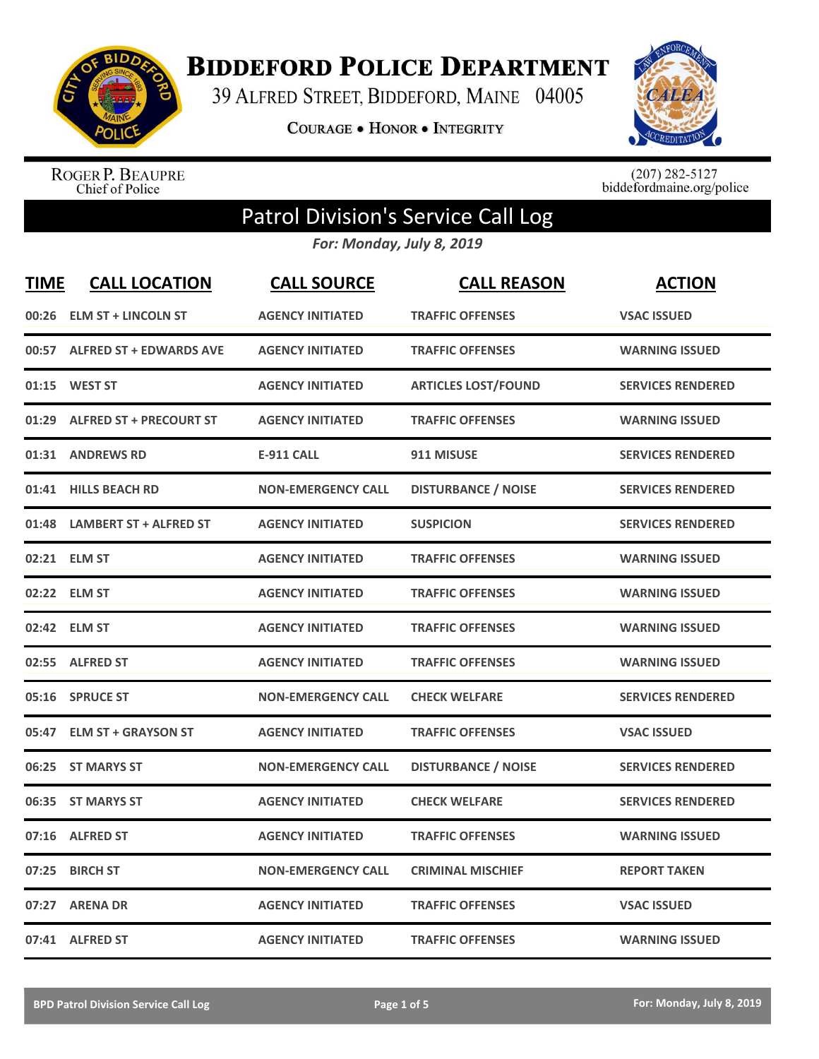# Biddeford Police Department

39 Alfred Street, Biddeford, Maine 04005

**Courage • Honor • Integrity**

Roger P. Beaupre
Chief of Police

(207) 282-5127
biddefordmaine.org/police

## Patrol Division's Service Call Log

*For: Monday, July 8, 2019*

| TIME | CALL LOCATION | CALL SOURCE | CALL REASON | ACTION |
|---|---|---|---|---|
| 00:26 | ELM ST + LINCOLN ST | AGENCY INITIATED | TRAFFIC OFFENSES | VSAC ISSUED |
| 00:57 | ALFRED ST + EDWARDS AVE | AGENCY INITIATED | TRAFFIC OFFENSES | WARNING ISSUED |
| 01:15 | WEST ST | AGENCY INITIATED | ARTICLES LOST/FOUND | SERVICES RENDERED |
| 01:29 | ALFRED ST + PRECOURT ST | AGENCY INITIATED | TRAFFIC OFFENSES | WARNING ISSUED |
| 01:31 | ANDREWS RD | E-911 CALL | 911 MISUSE | SERVICES RENDERED |
| 01:41 | HILLS BEACH RD | NON-EMERGENCY CALL | DISTURBANCE / NOISE | SERVICES RENDERED |
| 01:48 | LAMBERT ST + ALFRED ST | AGENCY INITIATED | SUSPICION | SERVICES RENDERED |
| 02:21 | ELM ST | AGENCY INITIATED | TRAFFIC OFFENSES | WARNING ISSUED |
| 02:22 | ELM ST | AGENCY INITIATED | TRAFFIC OFFENSES | WARNING ISSUED |
| 02:42 | ELM ST | AGENCY INITIATED | TRAFFIC OFFENSES | WARNING ISSUED |
| 02:55 | ALFRED ST | AGENCY INITIATED | TRAFFIC OFFENSES | WARNING ISSUED |
| 05:16 | SPRUCE ST | NON-EMERGENCY CALL | CHECK WELFARE | SERVICES RENDERED |
| 05:47 | ELM ST + GRAYSON ST | AGENCY INITIATED | TRAFFIC OFFENSES | VSAC ISSUED |
| 06:25 | ST MARYS ST | NON-EMERGENCY CALL | DISTURBANCE / NOISE | SERVICES RENDERED |
| 06:35 | ST MARYS ST | AGENCY INITIATED | CHECK WELFARE | SERVICES RENDERED |
| 07:16 | ALFRED ST | AGENCY INITIATED | TRAFFIC OFFENSES | WARNING ISSUED |
| 07:25 | BIRCH ST | NON-EMERGENCY CALL | CRIMINAL MISCHIEF | REPORT TAKEN |
| 07:27 | ARENA DR | AGENCY INITIATED | TRAFFIC OFFENSES | VSAC ISSUED |
| 07:41 | ALFRED ST | AGENCY INITIATED | TRAFFIC OFFENSES | WARNING ISSUED |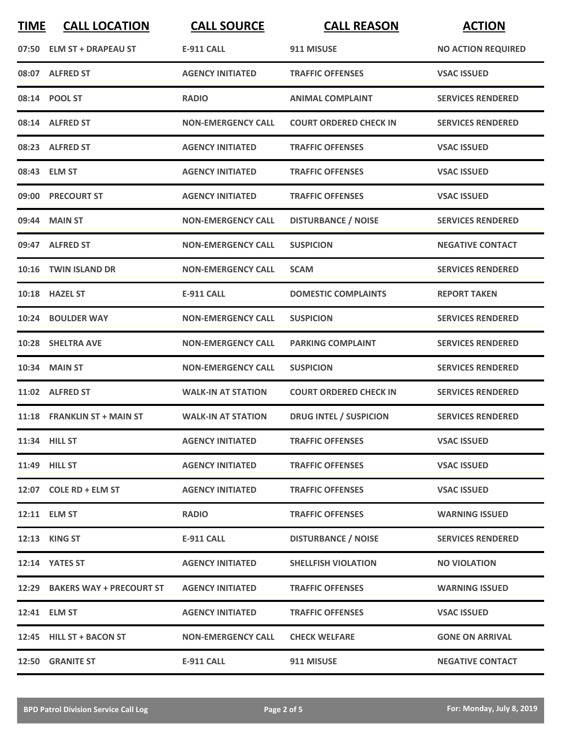| TIME | CALL LOCATION | CALL SOURCE | CALL REASON | ACTION |
|---|---|---|---|---|
| 07:50 | ELM ST + DRAPEAU ST | E-911 CALL | 911 MISUSE | NO ACTION REQUIRED |
| 08:07 | ALFRED ST | AGENCY INITIATED | TRAFFIC OFFENSES | VSAC ISSUED |
| 08:14 | POOL ST | RADIO | ANIMAL COMPLAINT | SERVICES RENDERED |
| 08:14 | ALFRED ST | NON-EMERGENCY CALL | COURT ORDERED CHECK IN | SERVICES RENDERED |
| 08:23 | ALFRED ST | AGENCY INITIATED | TRAFFIC OFFENSES | VSAC ISSUED |
| 08:43 | ELM ST | AGENCY INITIATED | TRAFFIC OFFENSES | VSAC ISSUED |
| 09:00 | PRECOURT ST | AGENCY INITIATED | TRAFFIC OFFENSES | VSAC ISSUED |
| 09:44 | MAIN ST | NON-EMERGENCY CALL | DISTURBANCE / NOISE | SERVICES RENDERED |
| 09:47 | ALFRED ST | NON-EMERGENCY CALL | SUSPICION | NEGATIVE CONTACT |
| 10:16 | TWIN ISLAND DR | NON-EMERGENCY CALL | SCAM | SERVICES RENDERED |
| 10:18 | HAZEL ST | E-911 CALL | DOMESTIC COMPLAINTS | REPORT TAKEN |
| 10:24 | BOULDER WAY | NON-EMERGENCY CALL | SUSPICION | SERVICES RENDERED |
| 10:28 | SHELTRA AVE | NON-EMERGENCY CALL | PARKING COMPLAINT | SERVICES RENDERED |
| 10:34 | MAIN ST | NON-EMERGENCY CALL | SUSPICION | SERVICES RENDERED |
| 11:02 | ALFRED ST | WALK-IN AT STATION | COURT ORDERED CHECK IN | SERVICES RENDERED |
| 11:18 | FRANKLIN ST + MAIN ST | WALK-IN AT STATION | DRUG INTEL / SUSPICION | SERVICES RENDERED |
| 11:34 | HILL ST | AGENCY INITIATED | TRAFFIC OFFENSES | VSAC ISSUED |
| 11:49 | HILL ST | AGENCY INITIATED | TRAFFIC OFFENSES | VSAC ISSUED |
| 12:07 | COLE RD + ELM ST | AGENCY INITIATED | TRAFFIC OFFENSES | VSAC ISSUED |
| 12:11 | ELM ST | RADIO | TRAFFIC OFFENSES | WARNING ISSUED |
| 12:13 | KING ST | E-911 CALL | DISTURBANCE / NOISE | SERVICES RENDERED |
| 12:14 | YATES ST | AGENCY INITIATED | SHELLFISH VIOLATION | NO VIOLATION |
| 12:29 | BAKERS WAY + PRECOURT ST | AGENCY INITIATED | TRAFFIC OFFENSES | WARNING ISSUED |
| 12:41 | ELM ST | AGENCY INITIATED | TRAFFIC OFFENSES | VSAC ISSUED |
| 12:45 | HILL ST + BACON ST | NON-EMERGENCY CALL | CHECK WELFARE | GONE ON ARRIVAL |
| 12:50 | GRANITE ST | E-911 CALL | 911 MISUSE | NEGATIVE CONTACT |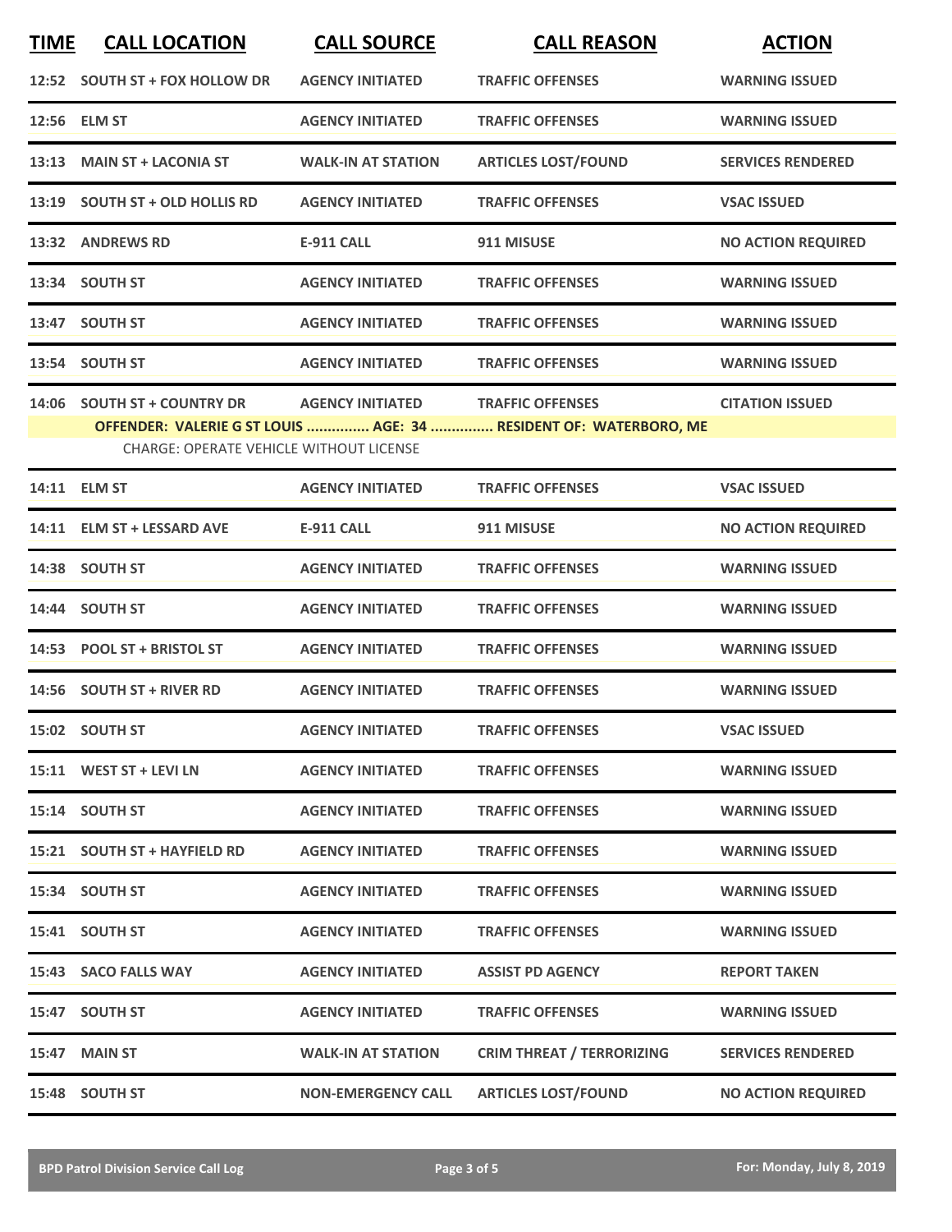| TIME | CALL LOCATION | CALL SOURCE | CALL REASON | ACTION |
|---|---|---|---|---|
| 12:52 | SOUTH ST + FOX HOLLOW DR | AGENCY INITIATED | TRAFFIC OFFENSES | WARNING ISSUED |
| 12:56 | ELM ST | AGENCY INITIATED | TRAFFIC OFFENSES | WARNING ISSUED |
| 13:13 | MAIN ST + LACONIA ST | WALK-IN AT STATION | ARTICLES LOST/FOUND | SERVICES RENDERED |
| 13:19 | SOUTH ST + OLD HOLLIS RD | AGENCY INITIATED | TRAFFIC OFFENSES | VSAC ISSUED |
| 13:32 | ANDREWS RD | E-911 CALL | 911 MISUSE | NO ACTION REQUIRED |
| 13:34 | SOUTH ST | AGENCY INITIATED | TRAFFIC OFFENSES | WARNING ISSUED |
| 13:47 | SOUTH ST | AGENCY INITIATED | TRAFFIC OFFENSES | WARNING ISSUED |
| 13:54 | SOUTH ST | AGENCY INITIATED | TRAFFIC OFFENSES | WARNING ISSUED |
| 14:06 | SOUTH ST + COUNTRY DR | AGENCY INITIATED | TRAFFIC OFFENSES | CITATION ISSUED |
| | **OFFENDER: VALERIE G ST LOUIS ............... AGE: 34 ............... RESIDENT OF: WATERBORO, ME** | | | |
| | CHARGE: OPERATE VEHICLE WITHOUT LICENSE | | | |
| 14:11 | ELM ST | AGENCY INITIATED | TRAFFIC OFFENSES | VSAC ISSUED |
| 14:11 | ELM ST + LESSARD AVE | E-911 CALL | 911 MISUSE | NO ACTION REQUIRED |
| 14:38 | SOUTH ST | AGENCY INITIATED | TRAFFIC OFFENSES | WARNING ISSUED |
| 14:44 | SOUTH ST | AGENCY INITIATED | TRAFFIC OFFENSES | WARNING ISSUED |
| 14:53 | POOL ST + BRISTOL ST | AGENCY INITIATED | TRAFFIC OFFENSES | WARNING ISSUED |
| 14:56 | SOUTH ST + RIVER RD | AGENCY INITIATED | TRAFFIC OFFENSES | WARNING ISSUED |
| 15:02 | SOUTH ST | AGENCY INITIATED | TRAFFIC OFFENSES | VSAC ISSUED |
| 15:11 | WEST ST + LEVI LN | AGENCY INITIATED | TRAFFIC OFFENSES | WARNING ISSUED |
| 15:14 | SOUTH ST | AGENCY INITIATED | TRAFFIC OFFENSES | WARNING ISSUED |
| 15:21 | SOUTH ST + HAYFIELD RD | AGENCY INITIATED | TRAFFIC OFFENSES | WARNING ISSUED |
| 15:34 | SOUTH ST | AGENCY INITIATED | TRAFFIC OFFENSES | WARNING ISSUED |
| 15:41 | SOUTH ST | AGENCY INITIATED | TRAFFIC OFFENSES | WARNING ISSUED |
| 15:43 | SACO FALLS WAY | AGENCY INITIATED | ASSIST PD AGENCY | REPORT TAKEN |
| 15:47 | SOUTH ST | AGENCY INITIATED | TRAFFIC OFFENSES | WARNING ISSUED |
| 15:47 | MAIN ST | WALK-IN AT STATION | CRIM THREAT / TERRORIZING | SERVICES RENDERED |
| 15:48 | SOUTH ST | NON-EMERGENCY CALL | ARTICLES LOST/FOUND | NO ACTION REQUIRED |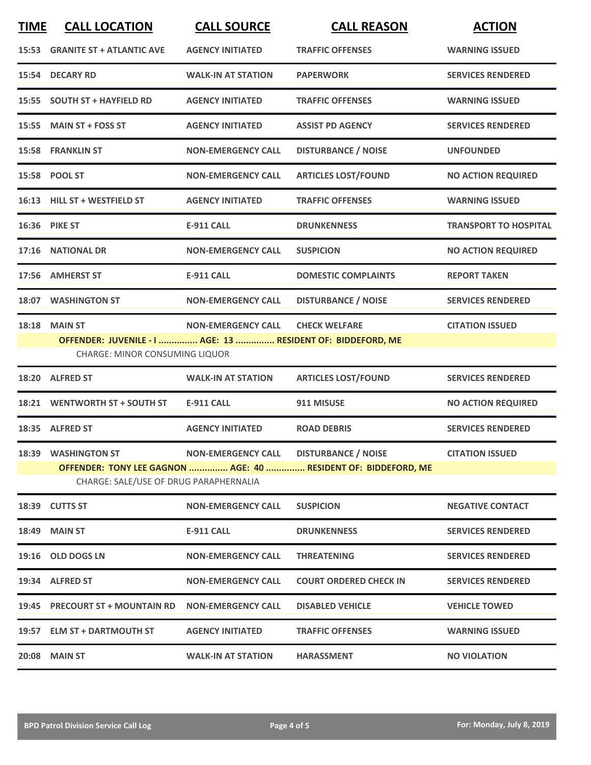| TIME | CALL LOCATION | CALL SOURCE | CALL REASON | ACTION |
|---|---|---|---|---|
| 15:53 | GRANITE ST + ATLANTIC AVE | AGENCY INITIATED | TRAFFIC OFFENSES | WARNING ISSUED |
| 15:54 | DECARY RD | WALK-IN AT STATION | PAPERWORK | SERVICES RENDERED |
| 15:55 | SOUTH ST + HAYFIELD RD | AGENCY INITIATED | TRAFFIC OFFENSES | WARNING ISSUED |
| 15:55 | MAIN ST + FOSS ST | AGENCY INITIATED | ASSIST PD AGENCY | SERVICES RENDERED |
| 15:58 | FRANKLIN ST | NON-EMERGENCY CALL | DISTURBANCE / NOISE | UNFOUNDED |
| 15:58 | POOL ST | NON-EMERGENCY CALL | ARTICLES LOST/FOUND | NO ACTION REQUIRED |
| 16:13 | HILL ST + WESTFIELD ST | AGENCY INITIATED | TRAFFIC OFFENSES | WARNING ISSUED |
| 16:36 | PIKE ST | E-911 CALL | DRUNKENNESS | TRANSPORT TO HOSPITAL |
| 17:16 | NATIONAL DR | NON-EMERGENCY CALL | SUSPICION | NO ACTION REQUIRED |
| 17:56 | AMHERST ST | E-911 CALL | DOMESTIC COMPLAINTS | REPORT TAKEN |
| 18:07 | WASHINGTON ST | NON-EMERGENCY CALL | DISTURBANCE / NOISE | SERVICES RENDERED |
| 18:18 | MAIN ST | NON-EMERGENCY CALL | CHECK WELFARE | CITATION ISSUED |
| | **OFFENDER: JUVENILE - I ............... AGE: 13 ............... RESIDENT OF: BIDDEFORD, ME** | | | |
| | CHARGE: MINOR CONSUMING LIQUOR | | | |
| 18:20 | ALFRED ST | WALK-IN AT STATION | ARTICLES LOST/FOUND | SERVICES RENDERED |
| 18:21 | WENTWORTH ST + SOUTH ST | E-911 CALL | 911 MISUSE | NO ACTION REQUIRED |
| 18:35 | ALFRED ST | AGENCY INITIATED | ROAD DEBRIS | SERVICES RENDERED |
| 18:39 | WASHINGTON ST | NON-EMERGENCY CALL | DISTURBANCE / NOISE | CITATION ISSUED |
| | **OFFENDER: TONY LEE GAGNON ............... AGE: 40 ............... RESIDENT OF: BIDDEFORD, ME** | | | |
| | CHARGE: SALE/USE OF DRUG PARAPHERNALIA | | | |
| 18:39 | CUTTS ST | NON-EMERGENCY CALL | SUSPICION | NEGATIVE CONTACT |
| 18:49 | MAIN ST | E-911 CALL | DRUNKENNESS | SERVICES RENDERED |
| 19:16 | OLD DOGS LN | NON-EMERGENCY CALL | THREATENING | SERVICES RENDERED |
| 19:34 | ALFRED ST | NON-EMERGENCY CALL | COURT ORDERED CHECK IN | SERVICES RENDERED |
| 19:45 | PRECOURT ST + MOUNTAIN RD | NON-EMERGENCY CALL | DISABLED VEHICLE | VEHICLE TOWED |
| 19:57 | ELM ST + DARTMOUTH ST | AGENCY INITIATED | TRAFFIC OFFENSES | WARNING ISSUED |
| 20:08 | MAIN ST | WALK-IN AT STATION | HARASSMENT | NO VIOLATION |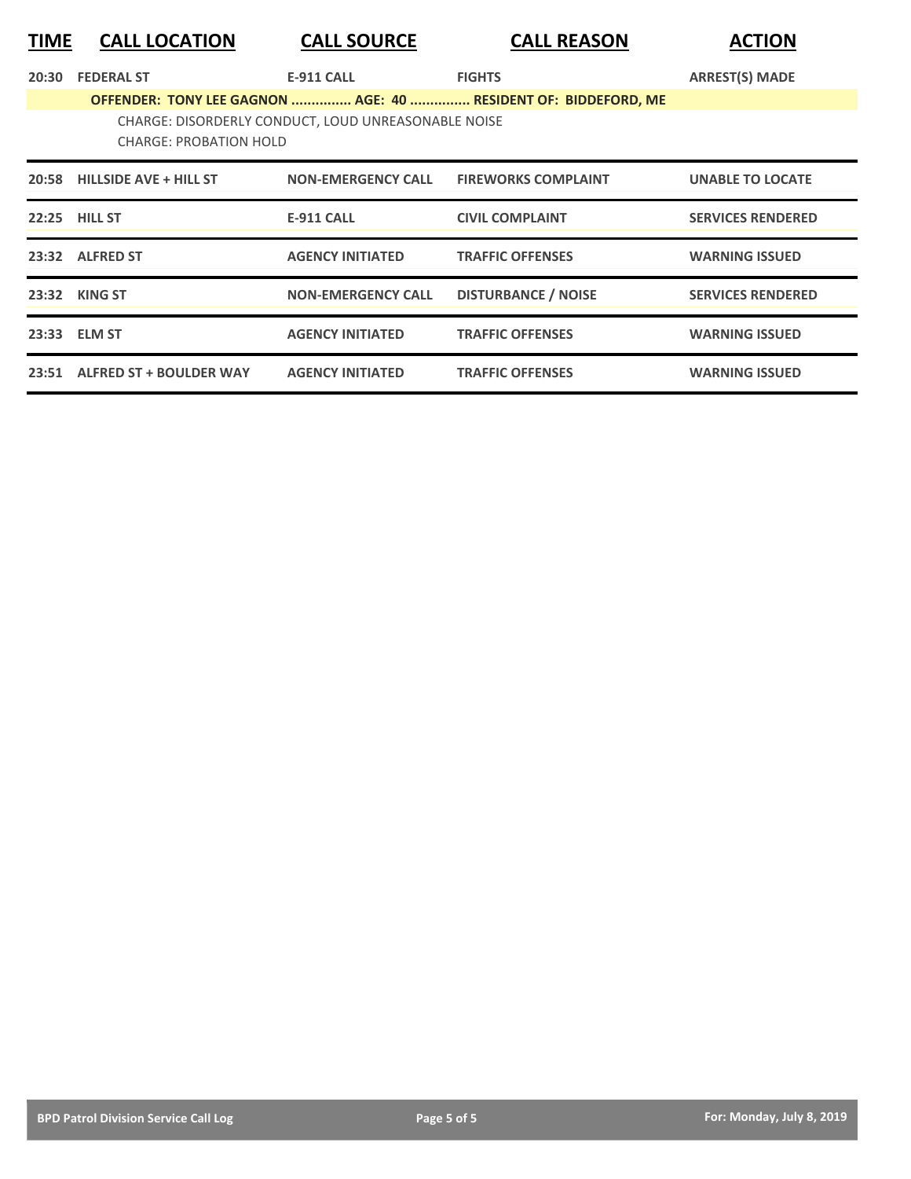| TIME | CALL LOCATION | CALL SOURCE | CALL REASON | ACTION |
|---|---|---|---|---|
| 20:30 | FEDERAL ST | E-911 CALL | FIGHTS | ARREST(S) MADE |
| | **OFFENDER: TONY LEE GAGNON ............... AGE: 40 ............... RESIDENT OF: BIDDEFORD, ME** | | | |
| | CHARGE: DISORDERLY CONDUCT, LOUD UNREASONABLE NOISE | | | |
| | CHARGE: PROBATION HOLD | | | |
| 20:58 | HILLSIDE AVE + HILL ST | NON-EMERGENCY CALL | FIREWORKS COMPLAINT | UNABLE TO LOCATE |
| 22:25 | HILL ST | E-911 CALL | CIVIL COMPLAINT | SERVICES RENDERED |
| 23:32 | ALFRED ST | AGENCY INITIATED | TRAFFIC OFFENSES | WARNING ISSUED |
| 23:32 | KING ST | NON-EMERGENCY CALL | DISTURBANCE / NOISE | SERVICES RENDERED |
| 23:33 | ELM ST | AGENCY INITIATED | TRAFFIC OFFENSES | WARNING ISSUED |
| 23:51 | ALFRED ST + BOULDER WAY | AGENCY INITIATED | TRAFFIC OFFENSES | WARNING ISSUED |